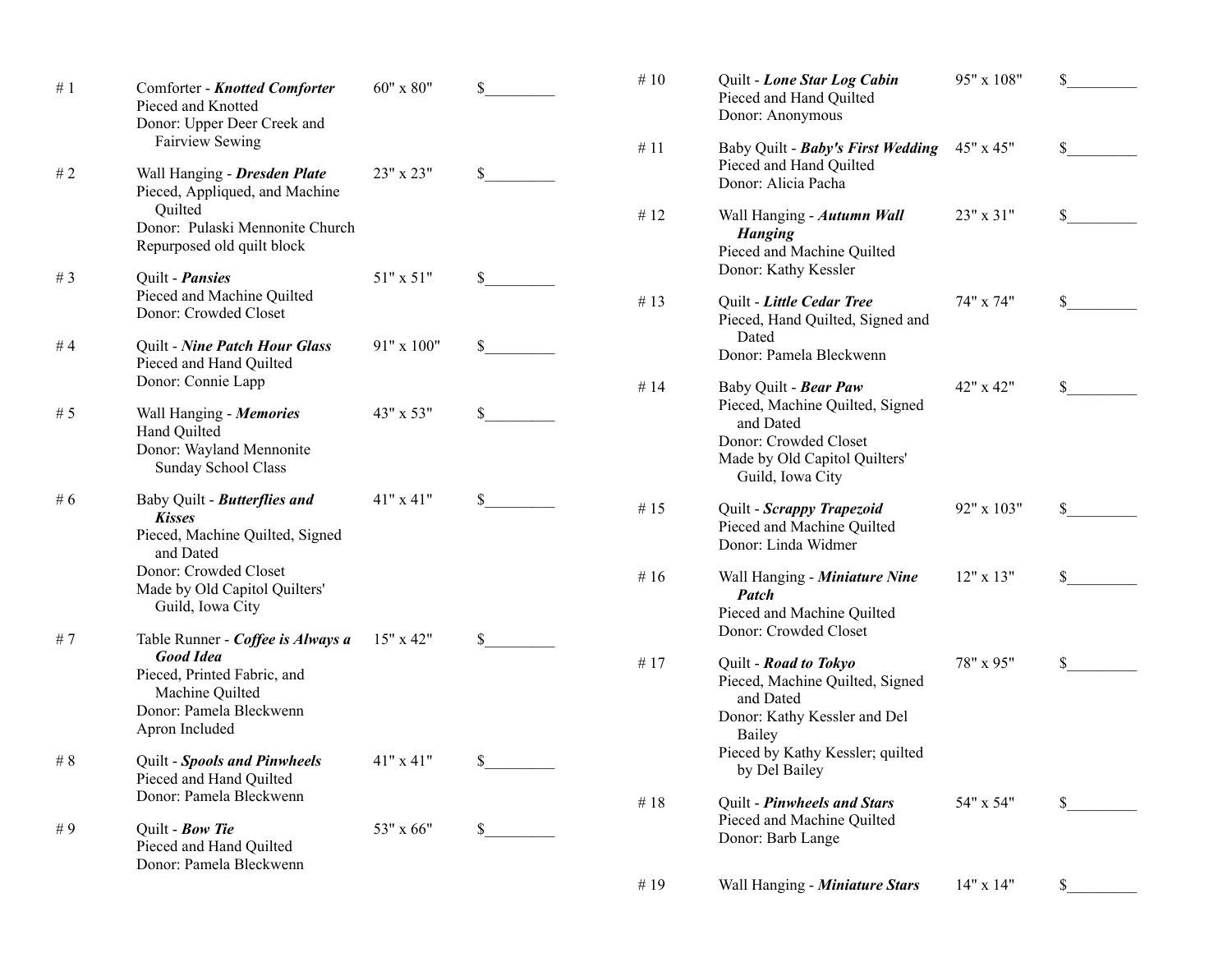| # | Item | Size | Bid |
|---|---|---|---|
| # 1 | Comforter - ***Knotted Comforter***<br>Pieced and Knotted<br>Donor: Upper Deer Creek and Fairview Sewing | 60" x 80" | $_________ |
| # 2 | Wall Hanging - ***Dresden Plate***<br>Pieced, Appliqued, and Machine Quilted<br>Donor: Pulaski Mennonite Church<br>Repurposed old quilt block | 23" x 23" | $_________ |
| # 3 | Quilt - ***Pansies***<br>Pieced and Machine Quilted<br>Donor: Crowded Closet | 51" x 51" | $_________ |
| # 4 | Quilt - ***Nine Patch Hour Glass***<br>Pieced and Hand Quilted<br>Donor: Connie Lapp | 91" x 100" | $_________ |
| # 5 | Wall Hanging - ***Memories***<br>Hand Quilted<br>Donor: Wayland Mennonite Sunday School Class | 43" x 53" | $_________ |
| # 6 | Baby Quilt - ***Butterflies and Kisses***<br>Pieced, Machine Quilted, Signed and Dated<br>Donor: Crowded Closet<br>Made by Old Capitol Quilters' Guild, Iowa City | 41" x 41" | $_________ |
| # 7 | Table Runner - ***Coffee is Always a Good Idea***<br>Pieced, Printed Fabric, and Machine Quilted<br>Donor: Pamela Bleckwenn<br>Apron Included | 15" x 42" | $_________ |
| # 8 | Quilt - ***Spools and Pinwheels***<br>Pieced and Hand Quilted<br>Donor: Pamela Bleckwenn | 41" x 41" | $_________ |
| # 9 | Quilt - ***Bow Tie***<br>Pieced and Hand Quilted<br>Donor: Pamela Bleckwenn | 53" x 66" | $_________ |
| # 10 | Quilt - ***Lone Star Log Cabin***<br>Pieced and Hand Quilted<br>Donor: Anonymous | 95" x 108" | $_________ |
| # 11 | Baby Quilt - ***Baby's First Wedding***<br>Pieced and Hand Quilted<br>Donor: Alicia Pacha | 45" x 45" | $_________ |
| # 12 | Wall Hanging - ***Autumn Wall Hanging***<br>Pieced and Machine Quilted<br>Donor: Kathy Kessler | 23" x 31" | $_________ |
| # 13 | Quilt - ***Little Cedar Tree***<br>Pieced, Hand Quilted, Signed and Dated<br>Donor: Pamela Bleckwenn | 74" x 74" | $_________ |
| # 14 | Baby Quilt - ***Bear Paw***<br>Pieced, Machine Quilted, Signed and Dated<br>Donor: Crowded Closet<br>Made by Old Capitol Quilters' Guild, Iowa City | 42" x 42" | $_________ |
| # 15 | Quilt - ***Scrappy Trapezoid***<br>Pieced and Machine Quilted<br>Donor: Linda Widmer | 92" x 103" | $_________ |
| # 16 | Wall Hanging - ***Miniature Nine Patch***<br>Pieced and Machine Quilted<br>Donor: Crowded Closet | 12" x 13" | $_________ |
| # 17 | Quilt - ***Road to Tokyo***<br>Pieced, Machine Quilted, Signed and Dated<br>Donor: Kathy Kessler and Del Bailey<br>Pieced by Kathy Kessler; quilted by Del Bailey | 78" x 95" | $_________ |
| # 18 | Quilt - ***Pinwheels and Stars***<br>Pieced and Machine Quilted<br>Donor: Barb Lange | 54" x 54" | $_________ |
| # 19 | Wall Hanging - ***Miniature Stars*** | 14" x 14" | $_________ |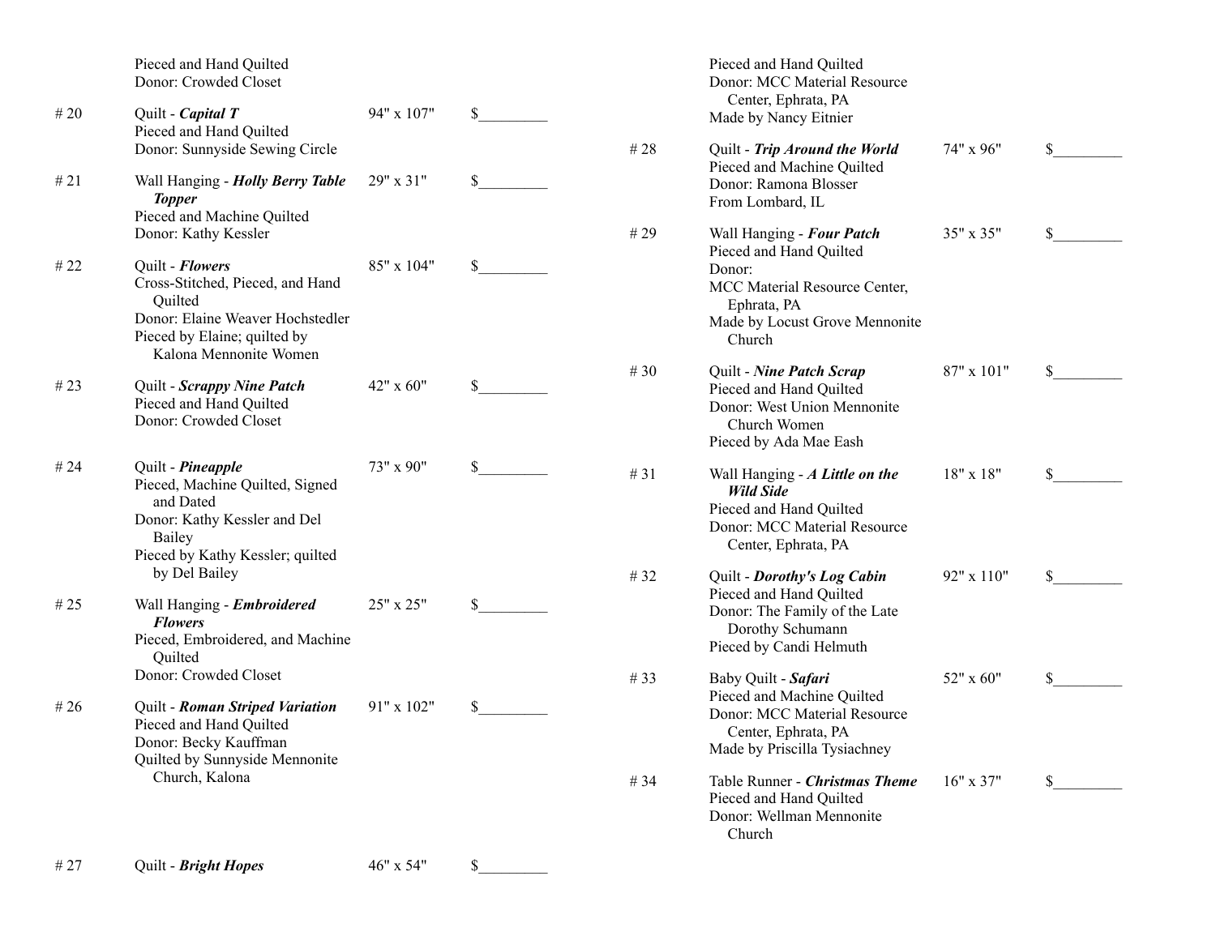Pieced and Hand Quilted
Donor: Crowded Closet

| # | Item | Size | Price |
|---|---|---|---|
| # 20 | Quilt - ***Capital T***<br>Pieced and Hand Quilted<br>Donor: Sunnyside Sewing Circle | 94" x 107" | $_________ |
| # 21 | Wall Hanging - ***Holly Berry Table Topper***<br>Pieced and Machine Quilted<br>Donor: Kathy Kessler | 29" x 31" | $_________ |
| # 22 | Quilt - ***Flowers***<br>Cross-Stitched, Pieced, and Hand Quilted<br>Donor: Elaine Weaver Hochstedler<br>Pieced by Elaine; quilted by Kalona Mennonite Women | 85" x 104" | $_________ |
| # 23 | Quilt - ***Scrappy Nine Patch***<br>Pieced and Hand Quilted<br>Donor: Crowded Closet | 42" x 60" | $_________ |
| # 24 | Quilt - ***Pineapple***<br>Pieced, Machine Quilted, Signed and Dated<br>Donor: Kathy Kessler and Del Bailey<br>Pieced by Kathy Kessler; quilted by Del Bailey | 73" x 90" | $_________ |
| # 25 | Wall Hanging - ***Embroidered Flowers***<br>Pieced, Embroidered, and Machine Quilted<br>Donor: Crowded Closet | 25" x 25" | $_________ |
| # 26 | Quilt - ***Roman Striped Variation***<br>Pieced and Hand Quilted<br>Donor: Becky Kauffman<br>Quilted by Sunnyside Mennonite Church, Kalona | 91" x 102" | $_________ |
| # 27 | Quilt - ***Bright Hopes***<br>Pieced and Hand Quilted<br>Donor: MCC Material Resource Center, Ephrata, PA<br>Made by Nancy Eitnier | 46" x 54" | $_________ |
| # 28 | Quilt - ***Trip Around the World***<br>Pieced and Machine Quilted<br>Donor: Ramona Blosser<br>From Lombard, IL | 74" x 96" | $_________ |
| # 29 | Wall Hanging - ***Four Patch***<br>Pieced and Hand Quilted<br>Donor:<br>MCC Material Resource Center, Ephrata, PA<br>Made by Locust Grove Mennonite Church | 35" x 35" | $_________ |
| # 30 | Quilt - ***Nine Patch Scrap***<br>Pieced and Hand Quilted<br>Donor: West Union Mennonite Church Women<br>Pieced by Ada Mae Eash | 87" x 101" | $_________ |
| # 31 | Wall Hanging - ***A Little on the Wild Side***<br>Pieced and Hand Quilted<br>Donor: MCC Material Resource Center, Ephrata, PA | 18" x 18" | $_________ |
| # 32 | Quilt - ***Dorothy's Log Cabin***<br>Pieced and Hand Quilted<br>Donor: The Family of the Late Dorothy Schumann<br>Pieced by Candi Helmuth | 92" x 110" | $_________ |
| # 33 | Baby Quilt - ***Safari***<br>Pieced and Machine Quilted<br>Donor: MCC Material Resource Center, Ephrata, PA<br>Made by Priscilla Tysiachney | 52" x 60" | $_________ |
| # 34 | Table Runner - ***Christmas Theme***<br>Pieced and Hand Quilted<br>Donor: Wellman Mennonite Church | 16" x 37" | $_________ |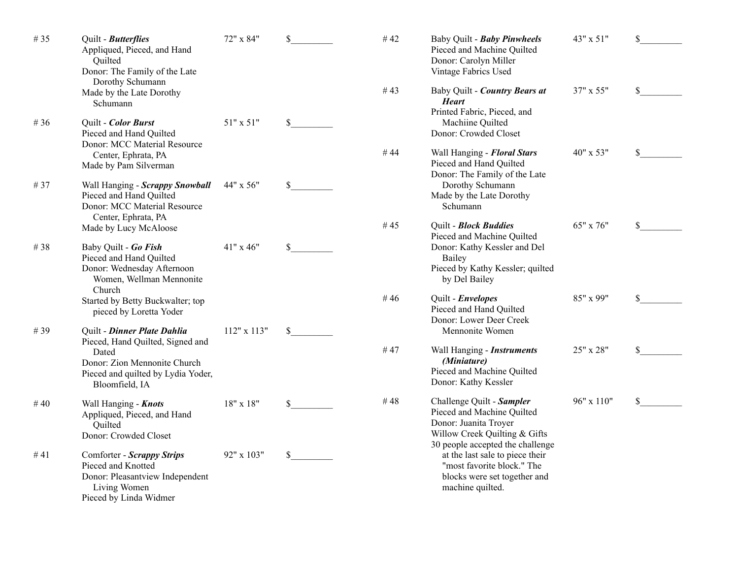| # | Item | Size | Price |
|---|---|---|---|
| # 35 | Quilt - ***Butterflies***<br>Appliqued, Pieced, and Hand Quilted<br>Donor: The Family of the Late Dorothy Schumann<br>Made by the Late Dorothy Schumann | 72" x 84" | $_________ |
| # 36 | Quilt - ***Color Burst***<br>Pieced and Hand Quilted<br>Donor: MCC Material Resource Center, Ephrata, PA<br>Made by Pam Silverman | 51" x 51" | $_________ |
| # 37 | Wall Hanging - ***Scrappy Snowball***<br>Pieced and Hand Quilted<br>Donor: MCC Material Resource Center, Ephrata, PA<br>Made by Lucy McAloose | 44" x 56" | $_________ |
| # 38 | Baby Quilt - ***Go Fish***<br>Pieced and Hand Quilted<br>Donor: Wednesday Afternoon Women, Wellman Mennonite Church<br>Started by Betty Buckwalter; top pieced by Loretta Yoder | 41" x 46" | $_________ |
| # 39 | Quilt - ***Dinner Plate Dahlia***<br>Pieced, Hand Quilted, Signed and Dated<br>Donor: Zion Mennonite Church<br>Pieced and quilted by Lydia Yoder, Bloomfield, IA | 112" x 113" | $_________ |
| # 40 | Wall Hanging - ***Knots***<br>Appliqued, Pieced, and Hand Quilted<br>Donor: Crowded Closet | 18" x 18" | $_________ |
| # 41 | Comforter - ***Scrappy Strips***<br>Pieced and Knotted<br>Donor: Pleasantview Independent Living Women<br>Pieced by Linda Widmer | 92" x 103" | $_________ |
| # 42 | Baby Quilt - ***Baby Pinwheels***<br>Pieced and Machine Quilted<br>Donor: Carolyn Miller<br>Vintage Fabrics Used | 43" x 51" | $_________ |
| # 43 | Baby Quilt - ***Country Bears at Heart***<br>Printed Fabric, Pieced, and Machiine Quilted<br>Donor: Crowded Closet | 37" x 55" | $_________ |
| # 44 | Wall Hanging - ***Floral Stars***<br>Pieced and Hand Quilted<br>Donor: The Family of the Late Dorothy Schumann<br>Made by the Late Dorothy Schumann | 40" x 53" | $_________ |
| # 45 | Quilt - ***Block Buddies***<br>Pieced and Machine Quilted<br>Donor: Kathy Kessler and Del Bailey<br>Pieced by Kathy Kessler; quilted by Del Bailey | 65" x 76" | $_________ |
| # 46 | Quilt - ***Envelopes***<br>Pieced and Hand Quilted<br>Donor: Lower Deer Creek Mennonite Women | 85" x 99" | $_________ |
| # 47 | Wall Hanging - ***Instruments (Miniature)***<br>Pieced and Machine Quilted<br>Donor: Kathy Kessler | 25" x 28" | $_________ |
| # 48 | Challenge Quilt - ***Sampler***<br>Pieced and Machine Quilted<br>Donor: Juanita Troyer<br>Willow Creek Quilting & Gifts<br>30 people accepted the challenge at the last sale to piece their "most favorite block." The blocks were set together and machine quilted. | 96" x 110" | $_________ |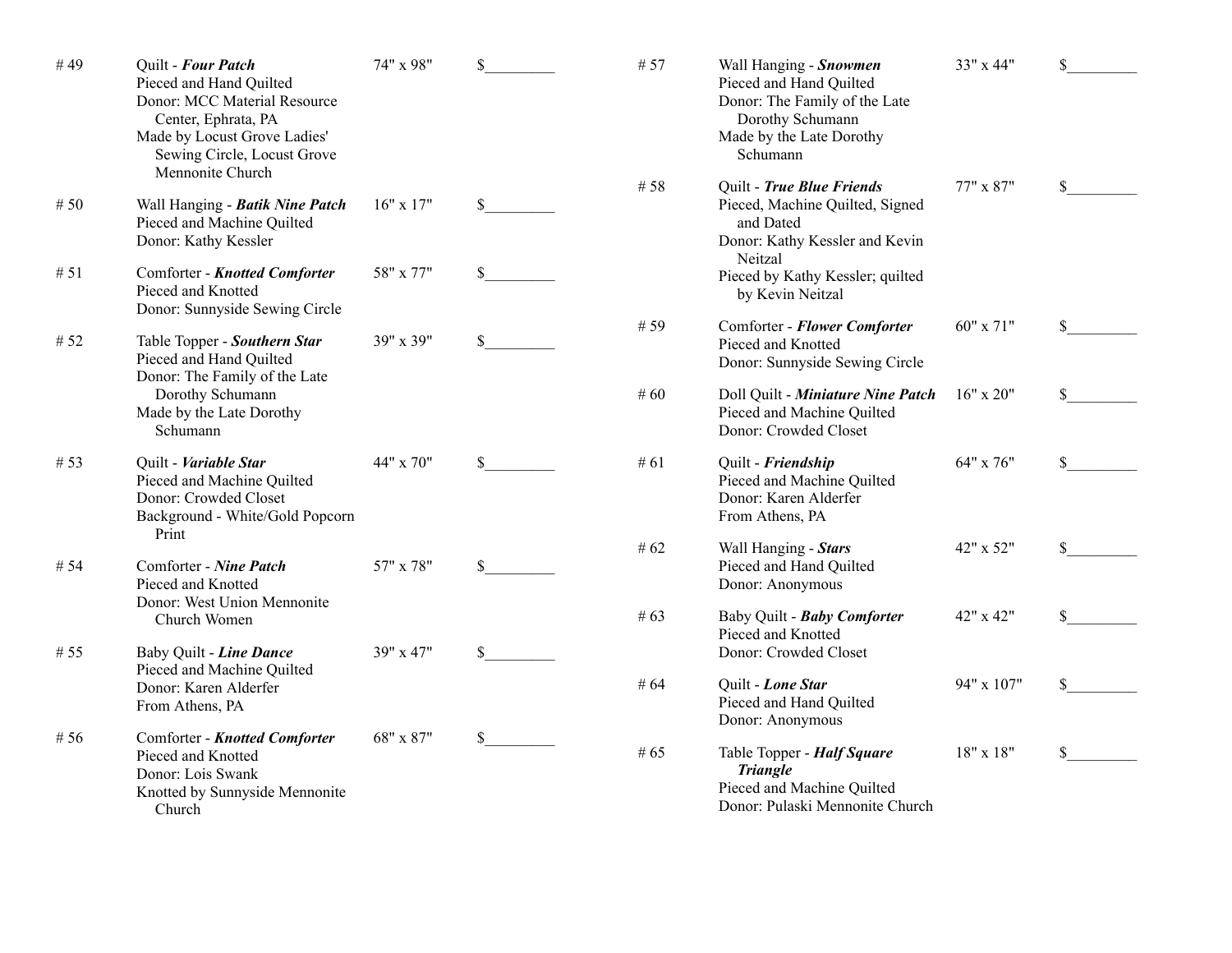| # | Item | Size | Price |
|---|---|---|---|
| # 49 | Quilt - ***Four Patch***<br>Pieced and Hand Quilted<br>Donor: MCC Material Resource Center, Ephrata, PA<br>Made by Locust Grove Ladies' Sewing Circle, Locust Grove Mennonite Church | 74" x 98" | $_________ |
| # 50 | Wall Hanging - ***Batik Nine Patch***<br>Pieced and Machine Quilted<br>Donor: Kathy Kessler | 16" x 17" | $_________ |
| # 51 | Comforter - ***Knotted Comforter***<br>Pieced and Knotted<br>Donor: Sunnyside Sewing Circle | 58" x 77" | $_________ |
| # 52 | Table Topper - ***Southern Star***<br>Pieced and Hand Quilted<br>Donor: The Family of the Late Dorothy Schumann<br>Made by the Late Dorothy Schumann | 39" x 39" | $_________ |
| # 53 | Quilt - ***Variable Star***<br>Pieced and Machine Quilted<br>Donor: Crowded Closet<br>Background - White/Gold Popcorn Print | 44" x 70" | $_________ |
| # 54 | Comforter - ***Nine Patch***<br>Pieced and Knotted<br>Donor: West Union Mennonite Church Women | 57" x 78" | $_________ |
| # 55 | Baby Quilt - ***Line Dance***<br>Pieced and Machine Quilted<br>Donor: Karen Alderfer<br>From Athens, PA | 39" x 47" | $_________ |
| # 56 | Comforter - ***Knotted Comforter***<br>Pieced and Knotted<br>Donor: Lois Swank<br>Knotted by Sunnyside Mennonite Church | 68" x 87" | $_________ |
| # 57 | Wall Hanging - ***Snowmen***<br>Pieced and Hand Quilted<br>Donor: The Family of the Late Dorothy Schumann<br>Made by the Late Dorothy Schumann | 33" x 44" | $_________ |
| # 58 | Quilt - ***True Blue Friends***<br>Pieced, Machine Quilted, Signed and Dated<br>Donor: Kathy Kessler and Kevin Neitzal<br>Pieced by Kathy Kessler; quilted by Kevin Neitzal | 77" x 87" | $_________ |
| # 59 | Comforter - ***Flower Comforter***<br>Pieced and Knotted<br>Donor: Sunnyside Sewing Circle | 60" x 71" | $_________ |
| # 60 | Doll Quilt - ***Miniature Nine Patch***<br>Pieced and Machine Quilted<br>Donor: Crowded Closet | 16" x 20" | $_________ |
| # 61 | Quilt - ***Friendship***<br>Pieced and Machine Quilted<br>Donor: Karen Alderfer<br>From Athens, PA | 64" x 76" | $_________ |
| # 62 | Wall Hanging - ***Stars***<br>Pieced and Hand Quilted<br>Donor: Anonymous | 42" x 52" | $_________ |
| # 63 | Baby Quilt - ***Baby Comforter***<br>Pieced and Knotted<br>Donor: Crowded Closet | 42" x 42" | $_________ |
| # 64 | Quilt - ***Lone Star***<br>Pieced and Hand Quilted<br>Donor: Anonymous | 94" x 107" | $_________ |
| # 65 | Table Topper - ***Half Square Triangle***<br>Pieced and Machine Quilted<br>Donor: Pulaski Mennonite Church | 18" x 18" | $_________ |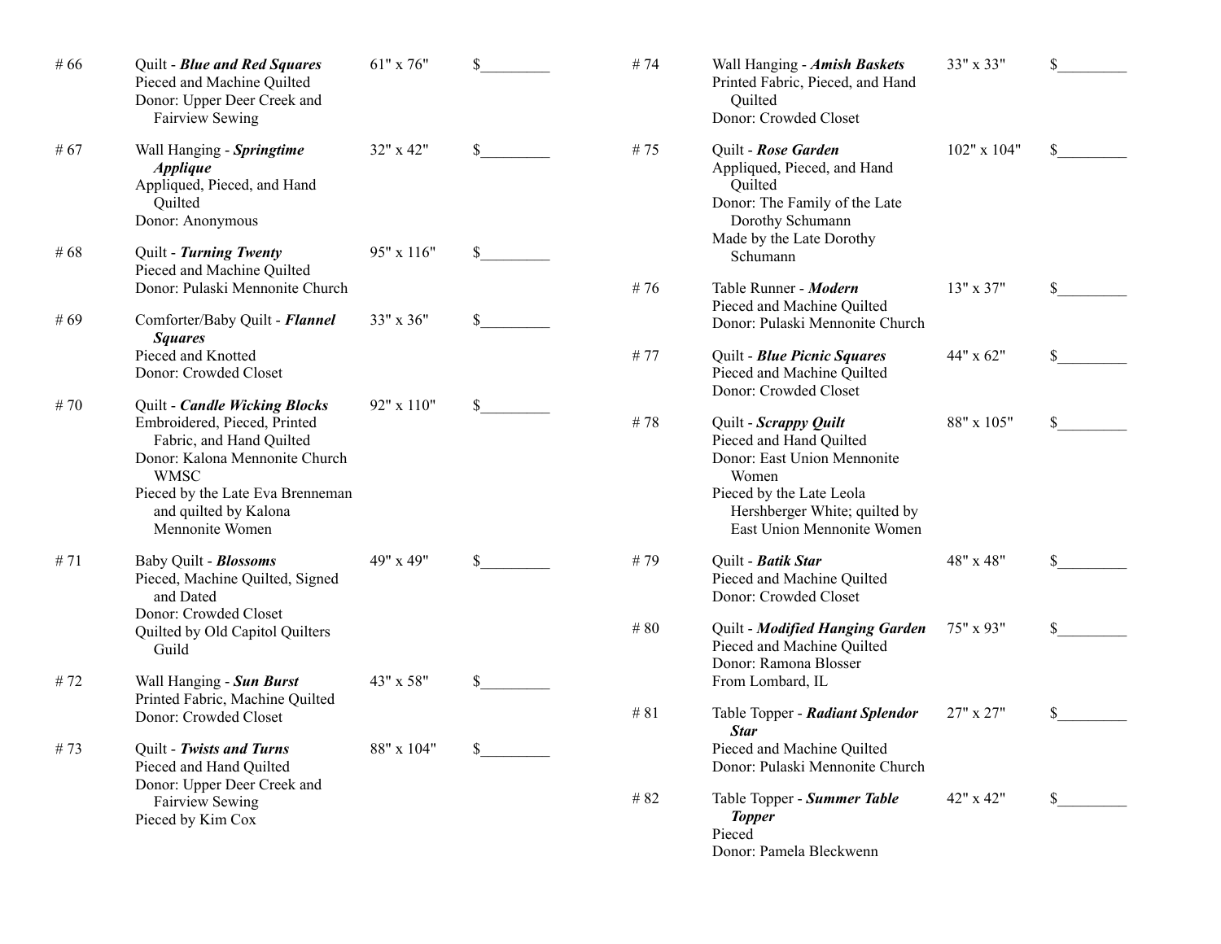| # | Item | Size | Price |
|---|---|---|---|
| # 66 | Quilt - ***Blue and Red Squares***<br>Pieced and Machine Quilted<br>Donor: Upper Deer Creek and Fairview Sewing | 61" x 76" | $_________ |
| # 67 | Wall Hanging - ***Springtime Applique***<br>Appliqued, Pieced, and Hand Quilted<br>Donor: Anonymous | 32" x 42" | $_________ |
| # 68 | Quilt - ***Turning Twenty***<br>Pieced and Machine Quilted<br>Donor: Pulaski Mennonite Church | 95" x 116" | $_________ |
| # 69 | Comforter/Baby Quilt - ***Flannel Squares***<br>Pieced and Knotted<br>Donor: Crowded Closet | 33" x 36" | $_________ |
| # 70 | Quilt - ***Candle Wicking Blocks***<br>Embroidered, Pieced, Printed Fabric, and Hand Quilted<br>Donor: Kalona Mennonite Church WMSC<br>Pieced by the Late Eva Brenneman and quilted by Kalona Mennonite Women | 92" x 110" | $_________ |
| # 71 | Baby Quilt - ***Blossoms***<br>Pieced, Machine Quilted, Signed and Dated<br>Donor: Crowded Closet<br>Quilted by Old Capitol Quilters Guild | 49" x 49" | $_________ |
| # 72 | Wall Hanging - ***Sun Burst***<br>Printed Fabric, Machine Quilted<br>Donor: Crowded Closet | 43" x 58" | $_________ |
| # 73 | Quilt - ***Twists and Turns***<br>Pieced and Hand Quilted<br>Donor: Upper Deer Creek and Fairview Sewing<br>Pieced by Kim Cox | 88" x 104" | $_________ |
| # 74 | Wall Hanging - ***Amish Baskets***<br>Printed Fabric, Pieced, and Hand Quilted<br>Donor: Crowded Closet | 33" x 33" | $_________ |
| # 75 | Quilt - ***Rose Garden***<br>Appliqued, Pieced, and Hand Quilted<br>Donor: The Family of the Late Dorothy Schumann<br>Made by the Late Dorothy Schumann | 102" x 104" | $_________ |
| # 76 | Table Runner - ***Modern***<br>Pieced and Machine Quilted<br>Donor: Pulaski Mennonite Church | 13" x 37" | $_________ |
| # 77 | Quilt - ***Blue Picnic Squares***<br>Pieced and Machine Quilted<br>Donor: Crowded Closet | 44" x 62" | $_________ |
| # 78 | Quilt - ***Scrappy Quilt***<br>Pieced and Hand Quilted<br>Donor: East Union Mennonite Women<br>Pieced by the Late Leola Hershberger White; quilted by East Union Mennonite Women | 88" x 105" | $_________ |
| # 79 | Quilt - ***Batik Star***<br>Pieced and Machine Quilted<br>Donor: Crowded Closet | 48" x 48" | $_________ |
| # 80 | Quilt - ***Modified Hanging Garden***<br>Pieced and Machine Quilted<br>Donor: Ramona Blosser<br>From Lombard, IL | 75" x 93" | $_________ |
| # 81 | Table Topper - ***Radiant Splendor Star***<br>Pieced and Machine Quilted<br>Donor: Pulaski Mennonite Church | 27" x 27" | $_________ |
| # 82 | Table Topper - ***Summer Table Topper***<br>Pieced<br>Donor: Pamela Bleckwenn | 42" x 42" | $_________ |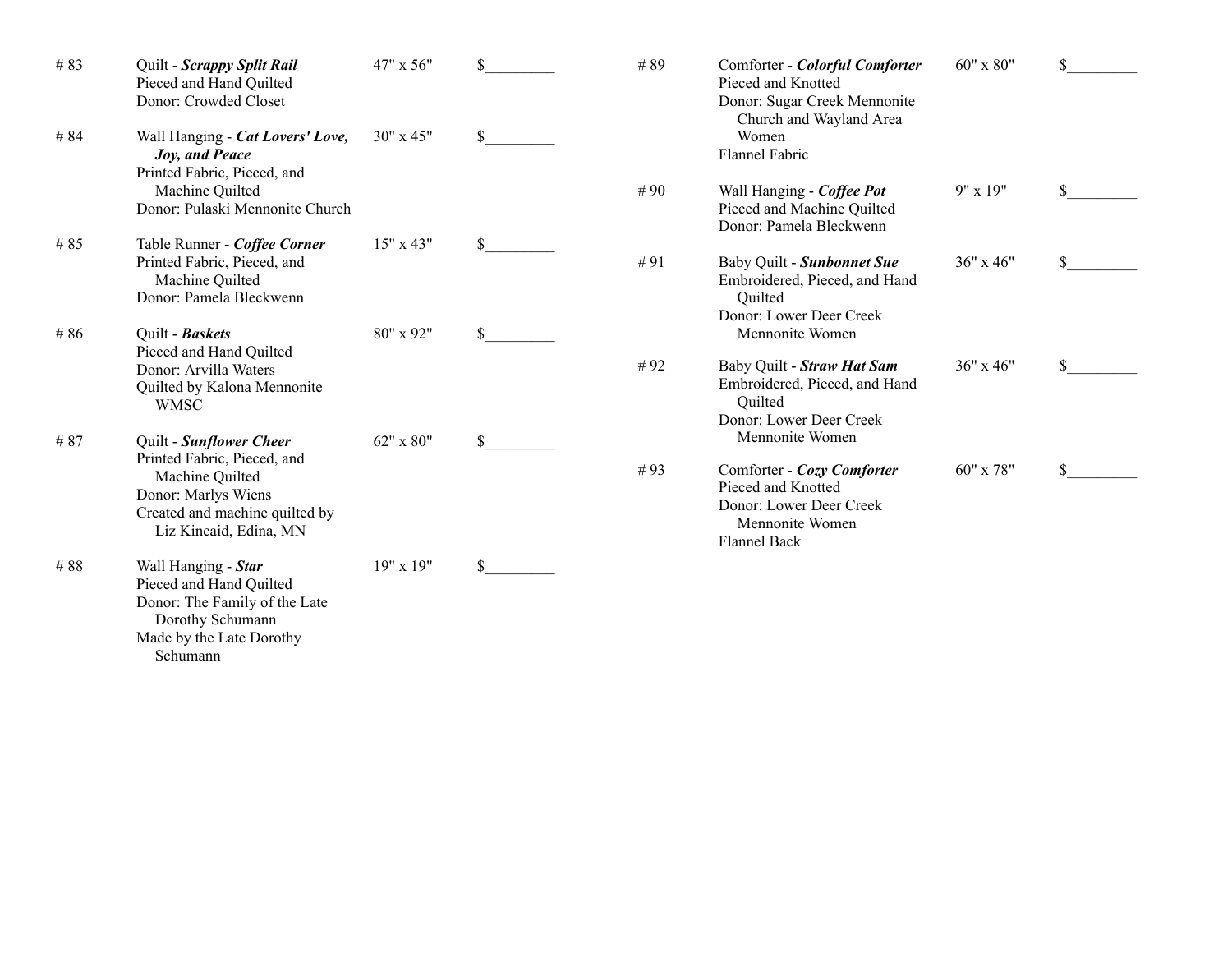# 83 Quilt - ***Scrappy Split Rail*** 47" x 56" $_________
Pieced and Hand Quilted
Donor: Crowded Closet

# 84 Wall Hanging - ***Cat Lovers' Love, Joy, and Peace*** 30" x 45" $_________
Printed Fabric, Pieced, and Machine Quilted
Donor: Pulaski Mennonite Church

# 85 Table Runner - ***Coffee Corner*** 15" x 43" $_________
Printed Fabric, Pieced, and Machine Quilted
Donor: Pamela Bleckwenn

# 86 Quilt - ***Baskets*** 80" x 92" $_________
Pieced and Hand Quilted
Donor: Arvilla Waters
Quilted by Kalona Mennonite WMSC

# 87 Quilt - ***Sunflower Cheer*** 62" x 80" $_________
Printed Fabric, Pieced, and Machine Quilted
Donor: Marlys Wiens
Created and machine quilted by Liz Kincaid, Edina, MN

# 88 Wall Hanging - ***Star*** 19" x 19" $_________
Pieced and Hand Quilted
Donor: The Family of the Late Dorothy Schumann
Made by the Late Dorothy Schumann

# 89 Comforter - ***Colorful Comforter*** 60" x 80" $_________
Pieced and Knotted
Donor: Sugar Creek Mennonite Church and Wayland Area Women
Flannel Fabric

# 90 Wall Hanging - ***Coffee Pot*** 9" x 19" $_________
Pieced and Machine Quilted
Donor: Pamela Bleckwenn

# 91 Baby Quilt - ***Sunbonnet Sue*** 36" x 46" $_________
Embroidered, Pieced, and Hand Quilted
Donor: Lower Deer Creek Mennonite Women

# 92 Baby Quilt - ***Straw Hat Sam*** 36" x 46" $_________
Embroidered, Pieced, and Hand Quilted
Donor: Lower Deer Creek Mennonite Women

# 93 Comforter - ***Cozy Comforter*** 60" x 78" $_________
Pieced and Knotted
Donor: Lower Deer Creek Mennonite Women
Flannel Back